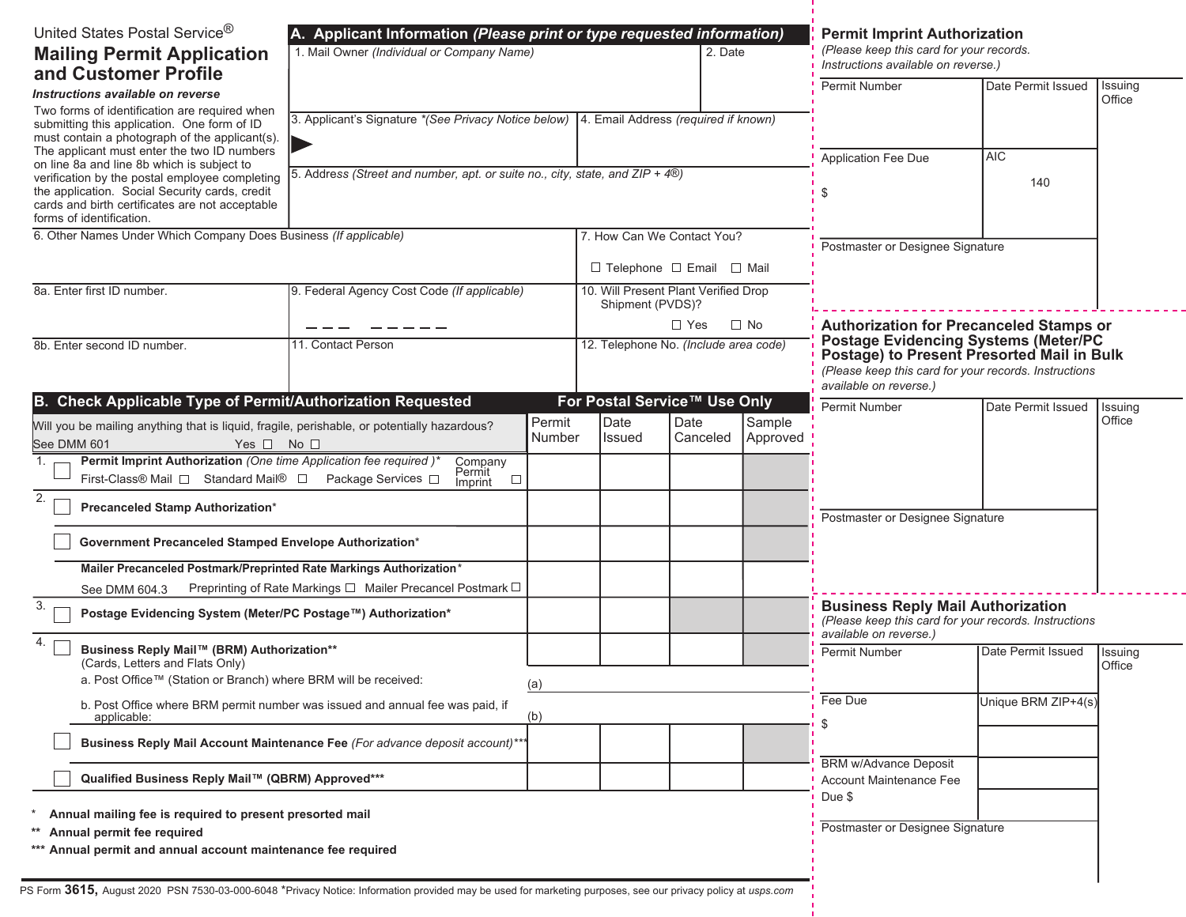United States Postal Service®

# Mailing Permit Application and Customer Profile

*Instructions available on reverse*

Two forms of identification are required when submitting this application. One form of ID must contain a photograph of the applicant(s). The applicant must enter the two ID numbers on line 8a and line 8b which is subject to verification by the postal employee completing the application. Social Security cards, credit cards and birth certificates are not acceptable forms of identification.

## A. Applicant Information *(Please print or type requested information)*

| | |
|---|---|
| 1. Mail Owner *(Individual or Company Name)* | 2. Date |
| 3. Applicant's Signature *(See Privacy Notice below)* ▶ | 4. Email Address *(required if known)* |
| 5. Address *(Street and number, apt. or suite no., city, state, and ZIP + 4®)* | |

| | |
|---|---|
| 6. Other Names Under Which Company Does Business *(If applicable)* | 7. How Can We Contact You? ☐ Telephone ☐ Email ☐ Mail |

| | | |
|---|---|---|
| 8a. Enter first ID number. | 9. Federal Agency Cost Code *(If applicable)* — — — — — — — — | 10. Will Present Plant Verified Drop Shipment (PVDS)? ☐ Yes ☐ No |
| 8b. Enter second ID number. | 11. Contact Person | 12. Telephone No. *(Include area code)* |

## B. Check Applicable Type of Permit/Authorization Requested

Will you be mailing anything that is liquid, fragile, perishable, or potentially hazardous? See DMM 601 Yes ☐ No ☐

| | For Postal Service™ Use Only: Permit Number | Date Issued | Date Canceled | Sample Approved |
|---|---|---|---|---|
| 1. ☐ **Permit Imprint Authorization** *(One time Application fee required )\** First-Class® Mail ☐ Standard Mail® ☐ Package Services ☐ Company Permit Imprint ☐ | | | | |
| 2. ☐ **Precanceled Stamp Authorization**\* | | | | |
| ☐ **Government Precanceled Stamped Envelope Authorization**\* | | | | |
| **Mailer Precanceled Postmark/Preprinted Rate Markings Authorization**\* See DMM 604.3 Preprinting of Rate Markings ☐ Mailer Precancel Postmark ☐ | | | | |
| 3. ☐ **Postage Evidencing System (Meter/PC Postage™) Authorization\*** | | | | |
| 4. ☐ **Business Reply Mail™ (BRM) Authorization\*\*** (Cards, Letters and Flats Only) | | | | |
| a. Post Office™ (Station or Branch) where BRM will be received: | (a) | | | |
| b. Post Office where BRM permit number was issued and annual fee was paid, if applicable: | (b) | | | |
| ☐ **Business Reply Mail Account Maintenance Fee** *(For advance deposit account)*\*\*\* | | | | |
| ☐ **Qualified Business Reply Mail™ (QBRM) Approved\*\*\*** | | | | |

\* **Annual mailing fee is required to present presorted mail**

\*\* **Annual permit fee required**

\*\*\* **Annual permit and annual account maintenance fee required**

PS Form **3615,** August 2020 PSN 7530-03-000-6048 \*Privacy Notice: Information provided may be used for marketing purposes, see our privacy policy at *usps.com*

---

### Permit Imprint Authorization

*(Please keep this card for your records. Instructions available on reverse.)*

| Permit Number | Date Permit Issued | Issuing Office |
|---|---|---|
| Application Fee Due $ | AIC 140 | |
| Postmaster or Designee Signature | | |

### Authorization for Precanceled Stamps or Postage Evidencing Systems (Meter/PC Postage) to Present Presorted Mail in Bulk

*(Please keep this card for your records. Instructions available on reverse.)*

| Permit Number | Date Permit Issued | Issuing Office |
|---|---|---|
| Postmaster or Designee Signature | | |

### Business Reply Mail Authorization

*(Please keep this card for your records. Instructions available on reverse.)*

| Permit Number | Date Permit Issued | Issuing Office |
|---|---|---|
| Fee Due $ | Unique BRM ZIP+4(s) | |
| BRM w/Advance Deposit Account Maintenance Fee Due $ | | |
| Postmaster or Designee Signature | | |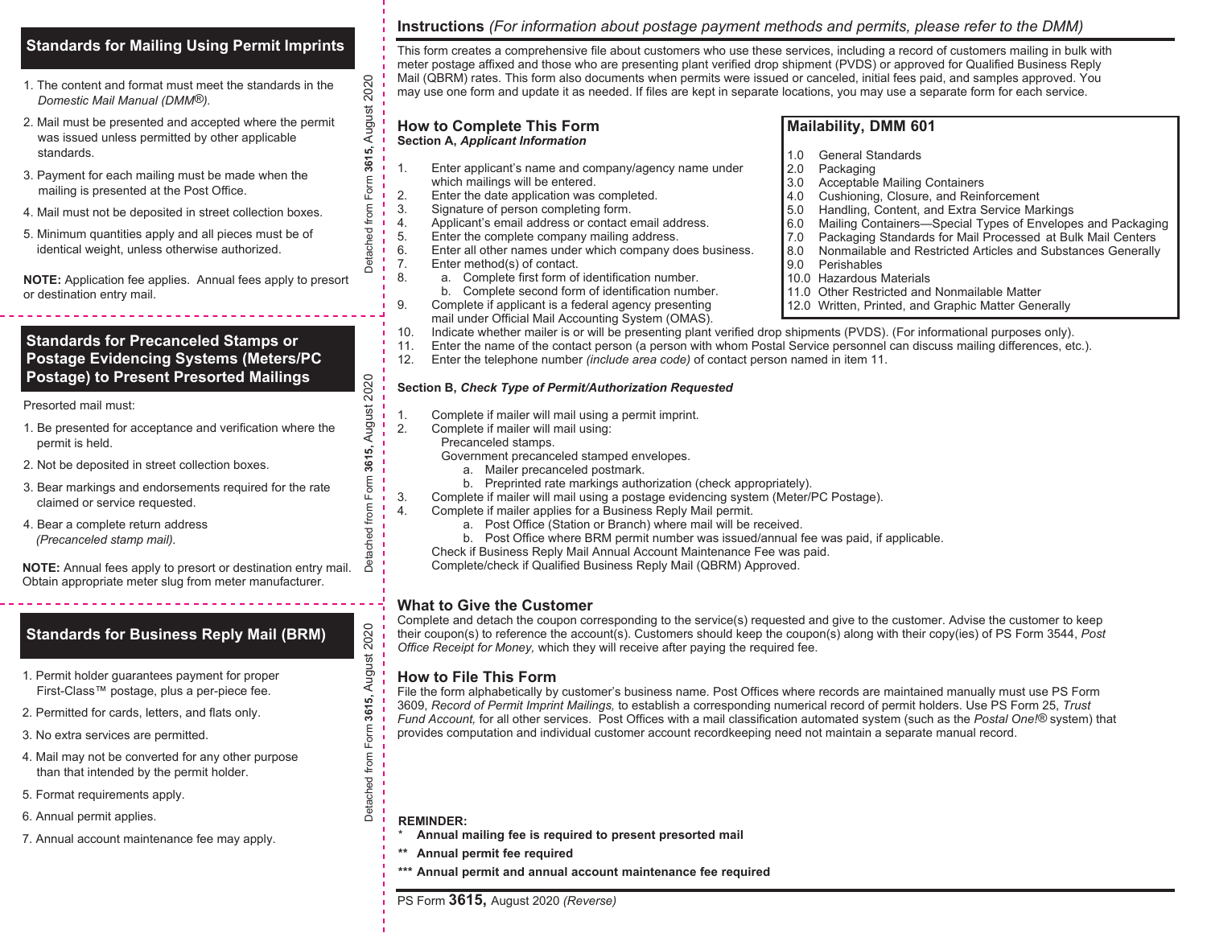## Standards for Mailing Using Permit Imprints

1. The content and format must meet the standards in the *Domestic Mail Manual (DMM®).*
2. Mail must be presented and accepted where the permit was issued unless permitted by other applicable standards.
3. Payment for each mailing must be made when the mailing is presented at the Post Office.
4. Mail must not be deposited in street collection boxes.
5. Minimum quantities apply and all pieces must be of identical weight, unless otherwise authorized.

**NOTE:** Application fee applies. Annual fees apply to presort or destination entry mail.

Detached from Form **3615**, August 2020

## Standards for Precanceled Stamps or Postage Evidencing Systems (Meters/PC Postage) to Present Presorted Mailings

Presorted mail must:

1. Be presented for acceptance and verification where the permit is held.
2. Not be deposited in street collection boxes.
3. Bear markings and endorsements required for the rate claimed or service requested.
4. Bear a complete return address *(Precanceled stamp mail).*

**NOTE:** Annual fees apply to presort or destination entry mail. Obtain appropriate meter slug from meter manufacturer.

Detached from Form **3615**, August 2020

## Standards for Business Reply Mail (BRM)

1. Permit holder guarantees payment for proper First-Class™ postage, plus a per-piece fee.
2. Permitted for cards, letters, and flats only.
3. No extra services are permitted.
4. Mail may not be converted for any other purpose than that intended by the permit holder.
5. Format requirements apply.
6. Annual permit applies.
7. Annual account maintenance fee may apply.

Detached from Form **3615**, August 2020

## Instructions *(For information about postage payment methods and permits, please refer to the DMM)*

This form creates a comprehensive file about customers who use these services, including a record of customers mailing in bulk with meter postage affixed and those who are presenting plant verified drop shipment (PVDS) or approved for Qualified Business Reply Mail (QBRM) rates. This form also documents when permits were issued or canceled, initial fees paid, and samples approved. You may use one form and update it as needed. If files are kept in separate locations, you may use a separate form for each service.

### How to Complete This Form

**Section A, *Applicant Information***

1. Enter applicant's name and company/agency name under which mailings will be entered.
2. Enter the date application was completed.
3. Signature of person completing form.
4. Applicant's email address or contact email address.
5. Enter the complete company mailing address.
6. Enter all other names under which company does business.
7. Enter method(s) of contact.
8. a. Complete first form of identification number.
   b. Complete second form of identification number.
9. Complete if applicant is a federal agency presenting mail under Official Mail Accounting System (OMAS).
10. Indicate whether mailer is or will be presenting plant verified drop shipments (PVDS). (For informational purposes only).
11. Enter the name of the contact person (a person with whom Postal Service personnel can discuss mailing differences, etc.).
12. Enter the telephone number *(include area code)* of contact person named in item 11.

**Mailability, DMM 601**

1.0 General Standards
2.0 Packaging
3.0 Acceptable Mailing Containers
4.0 Cushioning, Closure, and Reinforcement
5.0 Handling, Content, and Extra Service Markings
6.0 Mailing Containers—Special Types of Envelopes and Packaging
7.0 Packaging Standards for Mail Processed at Bulk Mail Centers
8.0 Nonmailable and Restricted Articles and Substances Generally
9.0 Perishables
10.0 Hazardous Materials
11.0 Other Restricted and Nonmailable Matter
12.0 Written, Printed, and Graphic Matter Generally

**Section B, *Check Type of Permit/Authorization Requested***

1. Complete if mailer will mail using a permit imprint.
2. Complete if mailer will mail using:
   Precanceled stamps.
   Government precanceled stamped envelopes.
   a. Mailer precanceled postmark.
   b. Preprinted rate markings authorization (check appropriately).
3. Complete if mailer will mail using a postage evidencing system (Meter/PC Postage).
4. Complete if mailer applies for a Business Reply Mail permit.
   a. Post Office (Station or Branch) where mail will be received.
   b. Post Office where BRM permit number was issued/annual fee was paid, if applicable.
   Check if Business Reply Mail Annual Account Maintenance Fee was paid.
   Complete/check if Qualified Business Reply Mail (QBRM) Approved.

### What to Give the Customer

Complete and detach the coupon corresponding to the service(s) requested and give to the customer. Advise the customer to keep their coupon(s) to reference the account(s). Customers should keep the coupon(s) along with their copy(ies) of PS Form 3544, *Post Office Receipt for Money,* which they will receive after paying the required fee.

### How to File This Form

File the form alphabetically by customer's business name. Post Offices where records are maintained manually must use PS Form 3609, *Record of Permit Imprint Mailings,* to establish a corresponding numerical record of permit holders. Use PS Form 25, *Trust Fund Account,* for all other services. Post Offices with a mail classification automated system (such as the *Postal One!®* system) that provides computation and individual customer account recordkeeping need not maintain a separate manual record.

**REMINDER:**

\* **Annual mailing fee is required to present presorted mail**

\*\* **Annual permit fee required**

\*\*\* **Annual permit and annual account maintenance fee required**

PS Form **3615,** August 2020 *(Reverse)*